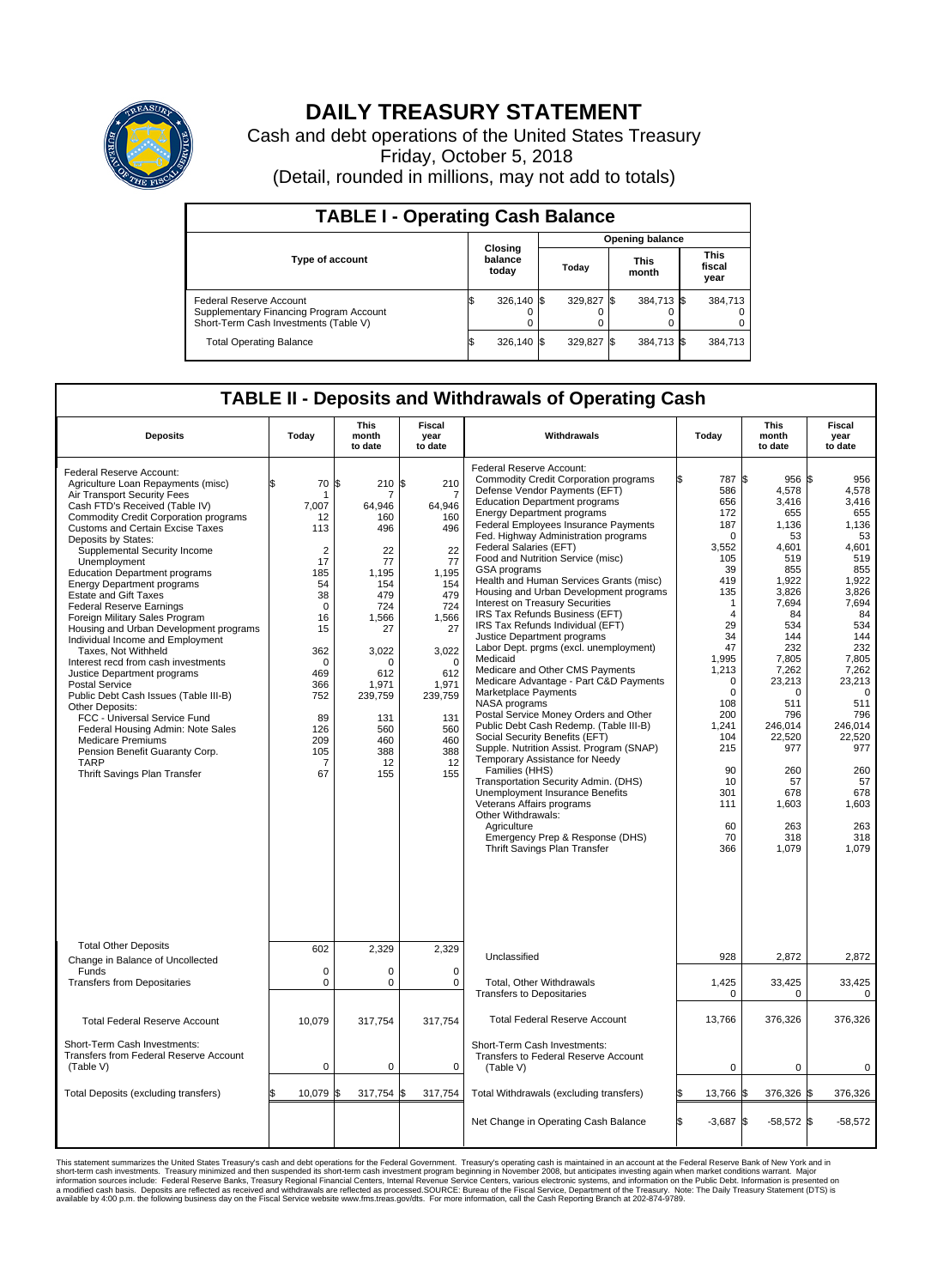# DAILY TREASURY STATEMENT

Cash and debt operations of the United States Treasury

Friday, October 5, 2018

(Detail, rounded in millions, may not add to totals)

## TABLE I - Operating Cash Balance

| Type of account | Closing balance today | Opening balance Today | Opening balance This month | Opening balance This fiscal year |
|---|---|---|---|---|
| Federal Reserve Account | $ 326,140 | $ 329,827 | $ 384,713 | $ 384,713 |
| Supplementary Financing Program Account | 0 | 0 | 0 | 0 |
| Short-Term Cash Investments (Table V) | 0 | 0 | 0 | 0 |
| Total Operating Balance | $ 326,140 | $ 329,827 | $ 384,713 | $ 384,713 |

## TABLE II - Deposits and Withdrawals of Operating Cash

| Deposits | Today | This month to date | Fiscal year to date |
|---|---|---|---|
| Federal Reserve Account: | | | |
| Agriculture Loan Repayments (misc) | $ 70 | $ 210 | $ 210 |
| Air Transport Security Fees | 1 | 7 | 7 |
| Cash FTD's Received (Table IV) | 7,007 | 64,946 | 64,946 |
| Commodity Credit Corporation programs | 12 | 160 | 160 |
| Customs and Certain Excise Taxes | 113 | 496 | 496 |
| Deposits by States: | | | |
| Supplemental Security Income | 2 | 22 | 22 |
| Unemployment | 17 | 77 | 77 |
| Education Department programs | 185 | 1,195 | 1,195 |
| Energy Department programs | 54 | 154 | 154 |
| Estate and Gift Taxes | 38 | 479 | 479 |
| Federal Reserve Earnings | 0 | 724 | 724 |
| Foreign Military Sales Program | 16 | 1,566 | 1,566 |
| Housing and Urban Development programs | 15 | 27 | 27 |
| Individual Income and Employment Taxes, Not Withheld | 362 | 3,022 | 3,022 |
| Interest recd from cash investments | 0 | 0 | 0 |
| Justice Department programs | 469 | 612 | 612 |
| Postal Service | 366 | 1,971 | 1,971 |
| Public Debt Cash Issues (Table III-B) | 752 | 239,759 | 239,759 |
| Other Deposits: | | | |
| FCC - Universal Service Fund | 89 | 131 | 131 |
| Federal Housing Admin: Note Sales | 126 | 560 | 560 |
| Medicare Premiums | 209 | 460 | 460 |
| Pension Benefit Guaranty Corp. | 105 | 388 | 388 |
| TARP | 7 | 12 | 12 |
| Thrift Savings Plan Transfer | 67 | 155 | 155 |
| Total Other Deposits | 602 | 2,329 | 2,329 |
| Change in Balance of Uncollected Funds | 0 | 0 | 0 |
| Transfers from Depositaries | 0 | 0 | 0 |
| Total Federal Reserve Account | 10,079 | 317,754 | 317,754 |
| Short-Term Cash Investments: Transfers from Federal Reserve Account (Table V) | 0 | 0 | 0 |
| Total Deposits (excluding transfers) | $ 10,079 | $ 317,754 | $ 317,754 |

| Withdrawals | Today | This month to date | Fiscal year to date |
|---|---|---|---|
| Federal Reserve Account: | | | |
| Commodity Credit Corporation programs | $ 787 | $ 956 | $ 956 |
| Defense Vendor Payments (EFT) | 586 | 4,578 | 4,578 |
| Education Department programs | 656 | 3,416 | 3,416 |
| Energy Department programs | 172 | 655 | 655 |
| Federal Employees Insurance Payments | 187 | 1,136 | 1,136 |
| Fed. Highway Administration programs | 0 | 53 | 53 |
| Federal Salaries (EFT) | 3,552 | 4,601 | 4,601 |
| Food and Nutrition Service (misc) | 105 | 519 | 519 |
| GSA programs | 39 | 855 | 855 |
| Health and Human Services Grants (misc) | 419 | 1,922 | 1,922 |
| Housing and Urban Development programs | 135 | 3,826 | 3,826 |
| Interest on Treasury Securities | 1 | 7,694 | 7,694 |
| IRS Tax Refunds Business (EFT) | 4 | 84 | 84 |
| IRS Tax Refunds Individual (EFT) | 29 | 534 | 534 |
| Justice Department programs | 34 | 144 | 144 |
| Labor Dept. prgms (excl. unemployment) | 47 | 232 | 232 |
| Medicaid | 1,995 | 7,805 | 7,805 |
| Medicare and Other CMS Payments | 1,213 | 7,262 | 7,262 |
| Medicare Advantage - Part C&D Payments | 0 | 23,213 | 23,213 |
| Marketplace Payments | 0 | 0 | 0 |
| NASA programs | 108 | 511 | 511 |
| Postal Service Money Orders and Other | 200 | 796 | 796 |
| Public Debt Cash Redemp. (Table III-B) | 1,241 | 246,014 | 246,014 |
| Social Security Benefits (EFT) | 104 | 22,520 | 22,520 |
| Supple. Nutrition Assist. Program (SNAP) | 215 | 977 | 977 |
| Temporary Assistance for Needy Families (HHS) | 90 | 260 | 260 |
| Transportation Security Admin. (DHS) | 10 | 57 | 57 |
| Unemployment Insurance Benefits | 301 | 678 | 678 |
| Veterans Affairs programs | 111 | 1,603 | 1,603 |
| Other Withdrawals: | | | |
| Agriculture | 60 | 263 | 263 |
| Emergency Prep & Response (DHS) | 70 | 318 | 318 |
| Thrift Savings Plan Transfer | 366 | 1,079 | 1,079 |
| Unclassified | 928 | 2,872 | 2,872 |
| Total, Other Withdrawals | 1,425 | 33,425 | 33,425 |
| Transfers to Depositaries | 0 | 0 | 0 |
| Total Federal Reserve Account | 13,766 | 376,326 | 376,326 |
| Short-Term Cash Investments: Transfers to Federal Reserve Account (Table V) | 0 | 0 | 0 |
| Total Withdrawals (excluding transfers) | $ 13,766 | $ 376,326 | $ 376,326 |
| Net Change in Operating Cash Balance | $ -3,687 | $ -58,572 | $ -58,572 |

This statement summarizes the United States Treasury's cash and debt operations for the Federal Government. Treasury's operating cash is maintained in an account at the Federal Reserve Bank of New York and in short-term cash investments. Treasury minimized and then suspended its short-term cash investment program beginning in November 2008, but anticipates investing again when market conditions warrant. Major information sources include: Federal Reserve Banks, Treasury Regional Financial Centers, Internal Revenue Service Centers, various electronic systems, and information on the Public Debt. Information is presented on a modified cash basis. Deposits are reflected as received and withdrawals are reflected as processed.SOURCE: Bureau of the Fiscal Service, Department of the Treasury. Note: The Daily Treasury Statement (DTS) is available by 4:00 p.m. the following business day on the Fiscal Service website www.fms.treas.gov/dts. For more information, call the Cash Reporting Branch at 202-874-9789.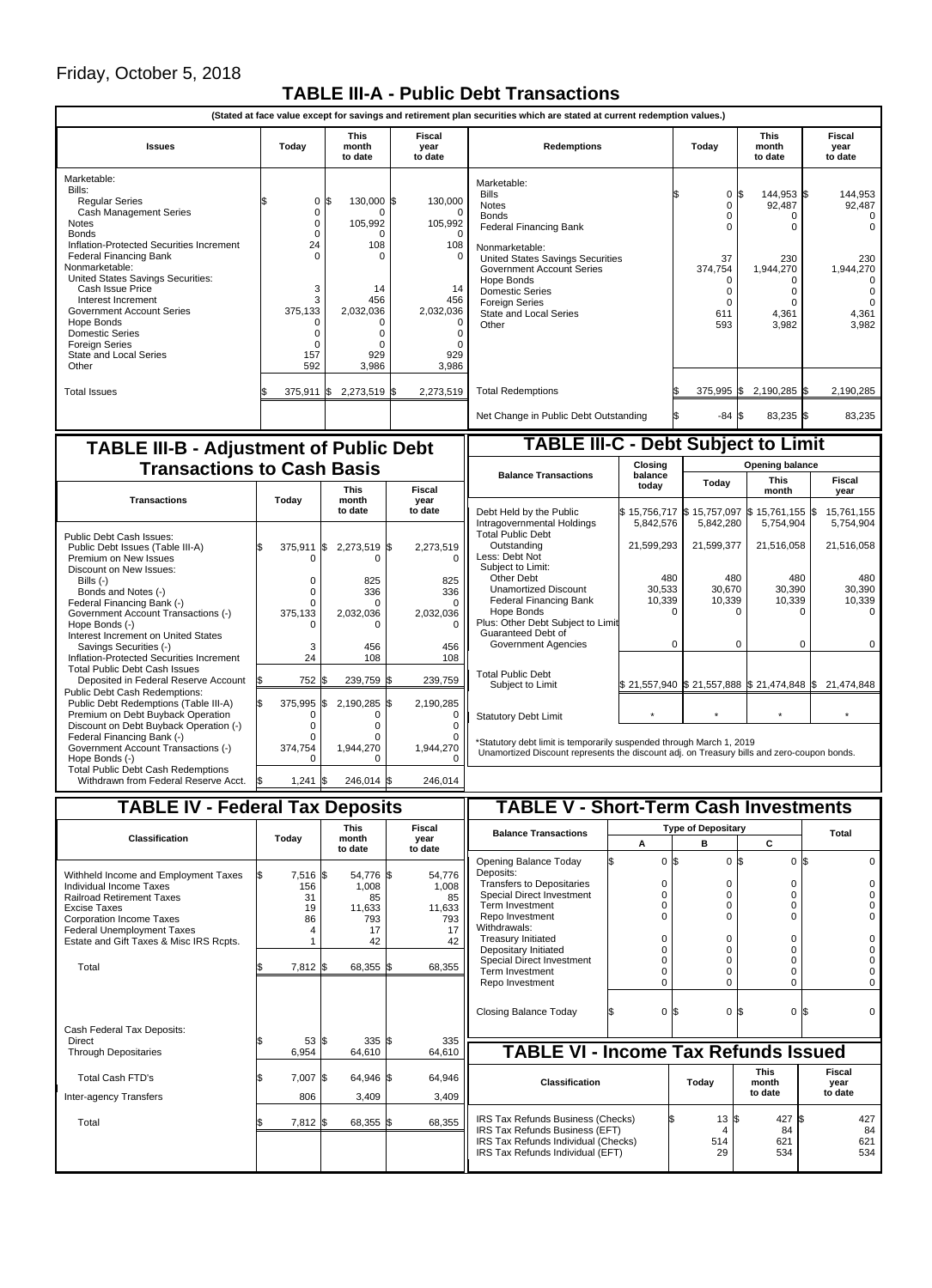Friday, October 5, 2018

# TABLE III-A - Public Debt Transactions

(Stated at face value except for savings and retirement plan securities which are stated at current redemption values.)

| Issues | Today | This month to date | Fiscal year to date |
|---|---|---|---|
| Marketable: | | | |
| Bills: | | | |
| Regular Series | $ 0 | $ 130,000 | $ 130,000 |
| Cash Management Series | 0 | 0 | 0 |
| Notes | 0 | 105,992 | 105,992 |
| Bonds | 0 | 0 | 0 |
| Inflation-Protected Securities Increment | 24 | 108 | 108 |
| Federal Financing Bank | 0 | 0 | 0 |
| Nonmarketable: | | | |
| United States Savings Securities: | | | |
| Cash Issue Price | 3 | 14 | 14 |
| Interest Increment | 3 | 456 | 456 |
| Government Account Series | 375,133 | 2,032,036 | 2,032,036 |
| Hope Bonds | 0 | 0 | 0 |
| Domestic Series | 0 | 0 | 0 |
| Foreign Series | 0 | 0 | 0 |
| State and Local Series | 157 | 929 | 929 |
| Other | 592 | 3,986 | 3,986 |
| Total Issues | $ 375,911 | $ 2,273,519 | $ 2,273,519 |

| Redemptions | Today | This month to date | Fiscal year to date |
|---|---|---|---|
| Marketable: | | | |
| Bills | $ 0 | $ 144,953 | $ 144,953 |
| Notes | 0 | 92,487 | 92,487 |
| Bonds | 0 | 0 | 0 |
| Federal Financing Bank | 0 | 0 | 0 |
| Nonmarketable: | | | |
| United States Savings Securities | 37 | 230 | 230 |
| Government Account Series | 374,754 | 1,944,270 | 1,944,270 |
| Hope Bonds | 0 | 0 | 0 |
| Domestic Series | 0 | 0 | 0 |
| Foreign Series | 0 | 0 | 0 |
| State and Local Series | 611 | 4,361 | 4,361 |
| Other | 593 | 3,982 | 3,982 |
| Total Redemptions | $ 375,995 | $ 2,190,285 | $ 2,190,285 |
| Net Change in Public Debt Outstanding | $ -84 | $ 83,235 | $ 83,235 |

# TABLE III-B - Adjustment of Public Debt Transactions to Cash Basis

| Transactions | Today | This month to date | Fiscal year to date |
|---|---|---|---|
| Public Debt Cash Issues: | | | |
| Public Debt Issues (Table III-A) | $ 375,911 | $ 2,273,519 | $ 2,273,519 |
| Premium on New Issues | 0 | 0 | 0 |
| Discount on New Issues: | | | |
| Bills (-) | 0 | 825 | 825 |
| Bonds and Notes (-) | 0 | 336 | 336 |
| Federal Financing Bank (-) | 0 | 0 | 0 |
| Government Account Transactions (-) | 375,133 | 2,032,036 | 2,032,036 |
| Hope Bonds (-) | 0 | 0 | 0 |
| Interest Increment on United States Savings Securities (-) | 3 | 456 | 456 |
| Inflation-Protected Securities Increment | 24 | 108 | 108 |
| Total Public Debt Cash Issues Deposited in Federal Reserve Account | $ 752 | $ 239,759 | $ 239,759 |
| Public Debt Cash Redemptions: | | | |
| Public Debt Redemptions (Table III-A) | $ 375,995 | $ 2,190,285 | $ 2,190,285 |
| Premium on Debt Buyback Operation | 0 | 0 | 0 |
| Discount on Debt Buyback Operation (-) | 0 | 0 | 0 |
| Federal Financing Bank (-) | 0 | 0 | 0 |
| Government Account Transactions (-) | 374,754 | 1,944,270 | 1,944,270 |
| Hope Bonds (-) | 0 | 0 | 0 |
| Total Public Debt Cash Redemptions Withdrawn from Federal Reserve Acct. | $ 1,241 | $ 246,014 | $ 246,014 |

# TABLE III-C - Debt Subject to Limit

| Balance Transactions | Closing balance today | Opening balance Today | This month | Fiscal year |
|---|---|---|---|---|
| Debt Held by the Public | $ 15,756,717 | $ 15,757,097 | $ 15,761,155 | $ 15,761,155 |
| Intragovernmental Holdings | 5,842,576 | 5,842,280 | 5,754,904 | 5,754,904 |
| Total Public Debt Outstanding | 21,599,293 | 21,599,377 | 21,516,058 | 21,516,058 |
| Less: Debt Not Subject to Limit: | | | | |
| Other Debt | 480 | 480 | 480 | 480 |
| Unamortized Discount | 30,533 | 30,670 | 30,390 | 30,390 |
| Federal Financing Bank | 10,339 | 10,339 | 10,339 | 10,339 |
| Hope Bonds | 0 | 0 | 0 | 0 |
| Plus: Other Debt Subject to Limit | | | | |
| Guaranteed Debt of Government Agencies | 0 | 0 | 0 | 0 |
| Total Public Debt Subject to Limit | $ 21,557,940 | $ 21,557,888 | $ 21,474,848 | $ 21,474,848 |
| Statutory Debt Limit | * | * | * | * |

*Statutory debt limit is temporarily suspended through March 1, 2019
Unamortized Discount represents the discount adj. on Treasury bills and zero-coupon bonds.

# TABLE IV - Federal Tax Deposits

| Classification | Today | This month to date | Fiscal year to date |
|---|---|---|---|
| Withheld Income and Employment Taxes | $ 7,516 | $ 54,776 | $ 54,776 |
| Individual Income Taxes | 156 | 1,008 | 1,008 |
| Railroad Retirement Taxes | 31 | 85 | 85 |
| Excise Taxes | 19 | 11,633 | 11,633 |
| Corporation Income Taxes | 86 | 793 | 793 |
| Federal Unemployment Taxes | 4 | 17 | 17 |
| Estate and Gift Taxes & Misc IRS Rcpts. | 1 | 42 | 42 |
| Total | $ 7,812 | $ 68,355 | $ 68,355 |
| Cash Federal Tax Deposits: | | | |
| Direct | $ 53 | $ 335 | $ 335 |
| Through Depositaries | 6,954 | 64,610 | 64,610 |
| Total Cash FTD's | $ 7,007 | $ 64,946 | $ 64,946 |
| Inter-agency Transfers | 806 | 3,409 | 3,409 |
| Total | $ 7,812 | $ 68,355 | $ 68,355 |

# TABLE V - Short-Term Cash Investments

| Balance Transactions | Type of Depositary A | B | C | Total |
|---|---|---|---|---|
| Opening Balance Today | $ 0 | $ 0 | $ 0 | $ 0 |
| Deposits: | | | | |
| Transfers to Depositaries | 0 | 0 | 0 | 0 |
| Special Direct Investment | 0 | 0 | 0 | 0 |
| Term Investment | 0 | 0 | 0 | 0 |
| Repo Investment | 0 | 0 | 0 | 0 |
| Withdrawals: | | | | |
| Treasury Initiated | 0 | 0 | 0 | 0 |
| Depositary Initiated | 0 | 0 | 0 | 0 |
| Special Direct Investment | 0 | 0 | 0 | 0 |
| Term Investment | 0 | 0 | 0 | 0 |
| Repo Investment | 0 | 0 | 0 | 0 |
| Closing Balance Today | $ 0 | $ 0 | $ 0 | $ 0 |

# TABLE VI - Income Tax Refunds Issued

| Classification | Today | This month to date | Fiscal year to date |
|---|---|---|---|
| IRS Tax Refunds Business (Checks) | $ 13 | $ 427 | $ 427 |
| IRS Tax Refunds Business (EFT) | 4 | 84 | 84 |
| IRS Tax Refunds Individual (Checks) | 514 | 621 | 621 |
| IRS Tax Refunds Individual (EFT) | 29 | 534 | 534 |